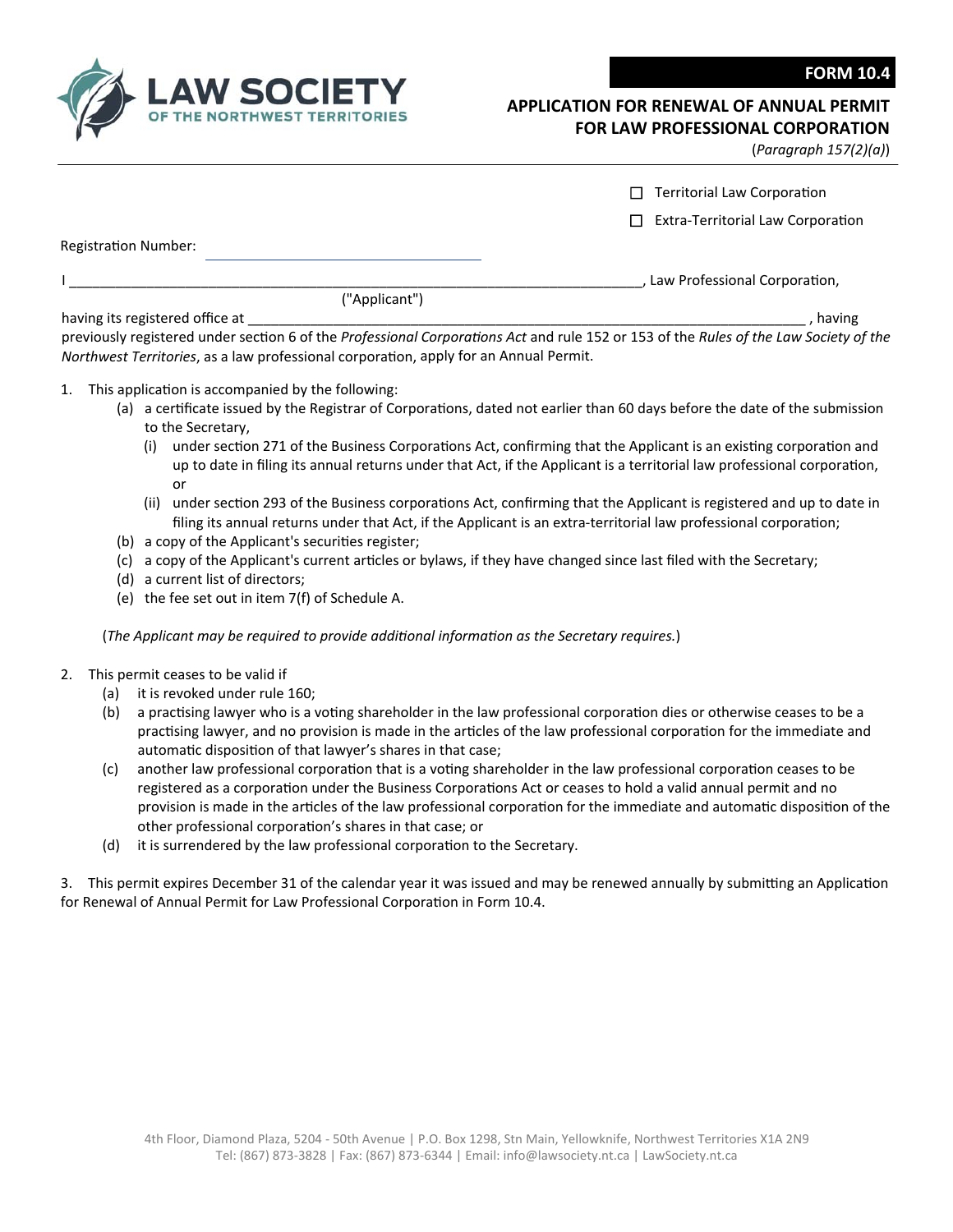**FORM 10.4**

# APPLICATION FOR RENEWAL OF ANNUAL PERMIT FOR LAW PROFESSIONAL CORPORATION

(*Paragraph 157(2)(a)*)

☐ Territorial Law Corporation

☐ Extra-Territorial Law Corporation

Registration Number: ______________________________

I ______________________________________________________________________, Law Professional Corporation,
("Applicant")
having its registered office at ______________________________________________________________________ , having previously registered under section 6 of the *Professional Corporations Act* and rule 152 or 153 of the *Rules of the Law Society of the Northwest Territories*, as a law professional corporation, apply for an Annual Permit.

1. This application is accompanied by the following:
   - (a) a certificate issued by the Registrar of Corporations, dated not earlier than 60 days before the date of the submission to the Secretary,
     - (i) under section 271 of the Business Corporations Act, confirming that the Applicant is an existing corporation and up to date in filing its annual returns under that Act, if the Applicant is a territorial law professional corporation, or
     - (ii) under section 293 of the Business corporations Act, confirming that the Applicant is registered and up to date in filing its annual returns under that Act, if the Applicant is an extra-territorial law professional corporation;
   - (b) a copy of the Applicant's securities register;
   - (c) a copy of the Applicant's current articles or bylaws, if they have changed since last filed with the Secretary;
   - (d) a current list of directors;
   - (e) the fee set out in item 7(f) of Schedule A.

   (*The Applicant may be required to provide additional information as the Secretary requires.*)

2. This permit ceases to be valid if
   - (a) it is revoked under rule 160;
   - (b) a practising lawyer who is a voting shareholder in the law professional corporation dies or otherwise ceases to be a practising lawyer, and no provision is made in the articles of the law professional corporation for the immediate and automatic disposition of that lawyer's shares in that case;
   - (c) another law professional corporation that is a voting shareholder in the law professional corporation ceases to be registered as a corporation under the Business Corporations Act or ceases to hold a valid annual permit and no provision is made in the articles of the law professional corporation for the immediate and automatic disposition of the other professional corporation's shares in that case; or
   - (d) it is surrendered by the law professional corporation to the Secretary.

3. This permit expires December 31 of the calendar year it was issued and may be renewed annually by submitting an Application for Renewal of Annual Permit for Law Professional Corporation in Form 10.4.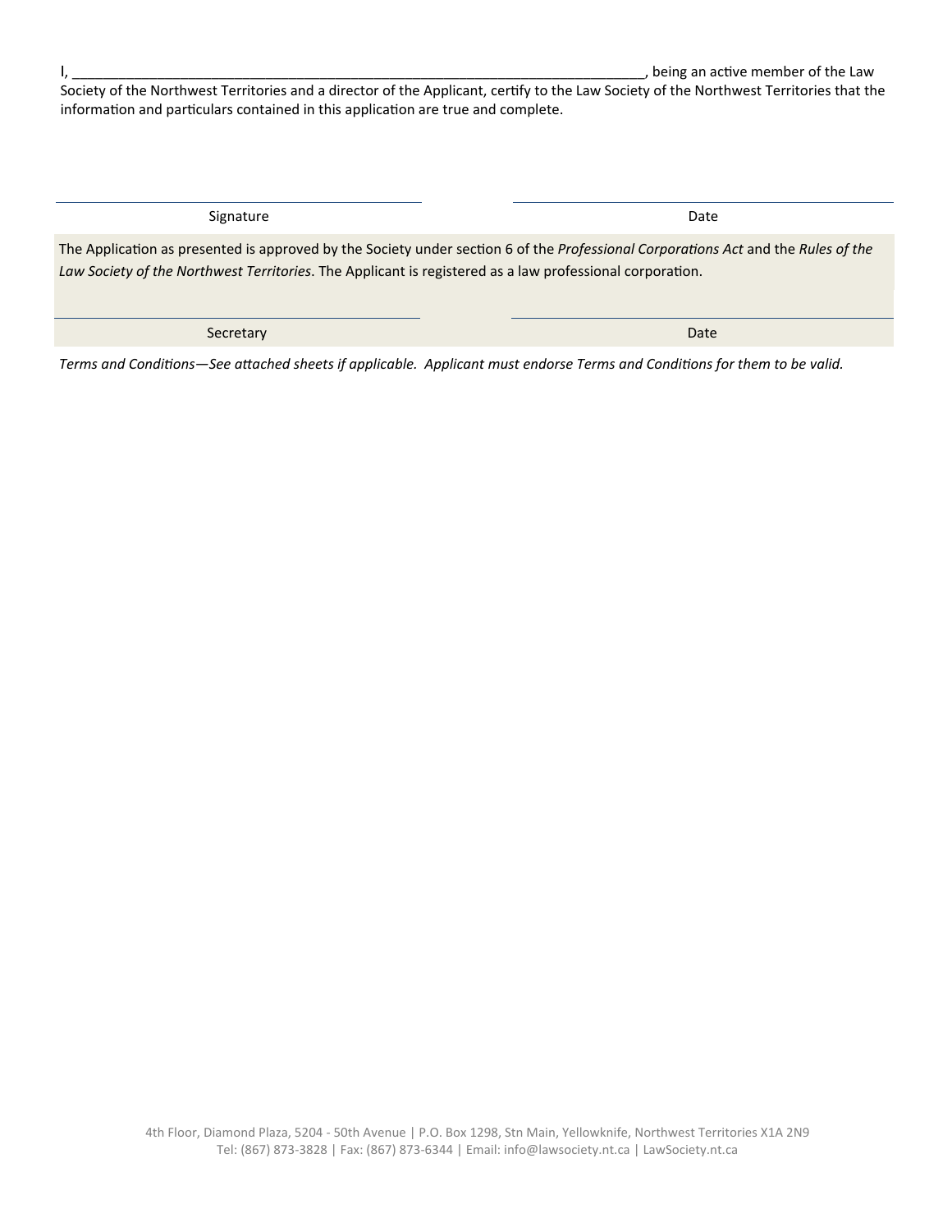I, ___________________________________________________________________________, being an active member of the Law Society of the Northwest Territories and a director of the Applicant, certify to the Law Society of the Northwest Territories that the information and particulars contained in this application are true and complete.

| | |
|---|---|
| ______________________________ | ______________________________ |
| Signature | Date |

The Application as presented is approved by the Society under section 6 of the *Professional Corporations Act* and the *Rules of the Law Society of the Northwest Territories*. The Applicant is registered as a law professional corporation.

| | |
|---|---|
| ______________________________ | ______________________________ |
| Secretary | Date |

*Terms and Conditions—See attached sheets if applicable. Applicant must endorse Terms and Conditions for them to be valid.*

4th Floor, Diamond Plaza, 5204 - 50th Avenue | P.O. Box 1298, Stn Main, Yellowknife, Northwest Territories X1A 2N9
Tel: (867) 873-3828 | Fax: (867) 873-6344 | Email: info@lawsociety.nt.ca | LawSociety.nt.ca